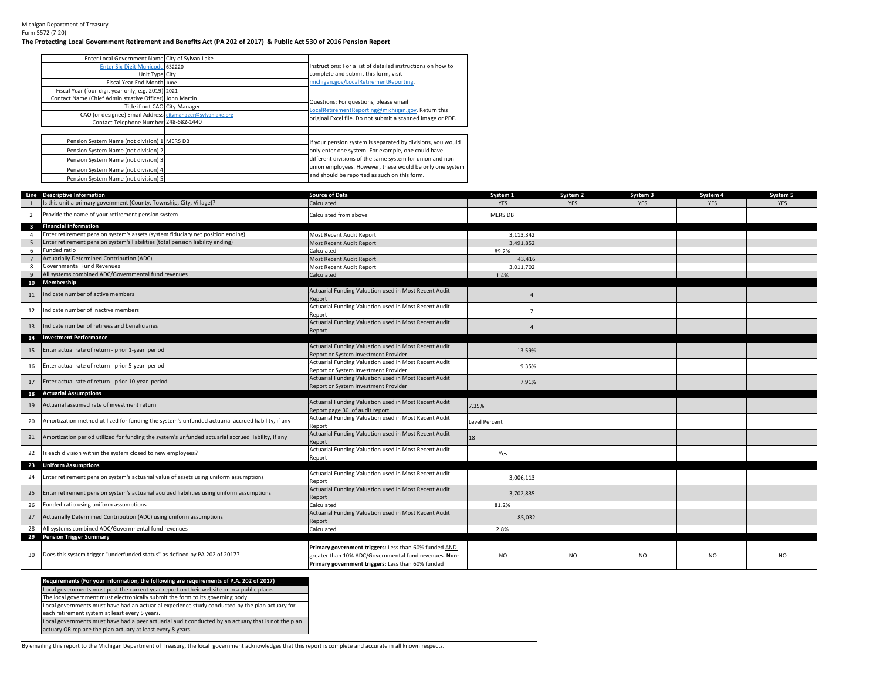Michigan Department of Treasury
Form 5572 (7-20)

**The Protecting Local Government Retirement and Benefits Act (PA 202 of 2017) & Public Act 530 of 2016 Pension Report**

| Field | Value |
|---|---|
| Enter Local Government Name | City of Sylvan Lake |
| Enter Six-Digit Municode | 632220 |
| Unit Type | City |
| Fiscal Year End Month | June |
| Fiscal Year (four-digit year only, e.g. 2019) | 2021 |
| Contact Name (Chief Administrative Officer) | John Martin |
| Title if not CAO | City Manager |
| CAO (or designee) Email Address | citymanager@sylvanlake.org |
| Contact Telephone Number | 248-682-1440 |

Instructions: For a list of detailed instructions on how to complete and submit this form, visit michigan.gov/LocalRetirementReporting.

Questions: For questions, please email LocalRetirementReporting@michigan.gov. Return this original Excel file. Do not submit a scanned image or PDF.

| Field | Value |
|---|---|
| Pension System Name (not division) 1 | MERS DB |
| Pension System Name (not division) 2 | |
| Pension System Name (not division) 3 | |
| Pension System Name (not division) 4 | |
| Pension System Name (not division) 5 | |

If your pension system is separated by divisions, you would only enter one system. For example, one could have different divisions of the same system for union and non-union employees. However, these would be only one system and should be reported as such on this form.

| Line | Descriptive Information | Source of Data | System 1 | System 2 | System 3 | System 4 | System 5 |
|---|---|---|---|---|---|---|---|
| 1 | Is this unit a primary government (County, Township, City, Village)? | Calculated | YES | YES | YES | YES | YES |
| 2 | Provide the name of your retirement pension system | Calculated from above | MERS DB | | | | |
| 3 | **Financial Information** | | | | | | |
| 4 | Enter retirement pension system's assets (system fiduciary net position ending) | Most Recent Audit Report | 3,113,342 | | | | |
| 5 | Enter retirement pension system's liabilities (total pension liability ending) | Most Recent Audit Report | 3,491,852 | | | | |
| 6 | Funded ratio | Calculated | 89.2% | | | | |
| 7 | Actuarially Determined Contribution (ADC) | Most Recent Audit Report | 43,416 | | | | |
| 8 | Governmental Fund Revenues | Most Recent Audit Report | 3,011,702 | | | | |
| 9 | All systems combined ADC/Governmental fund revenues | Calculated | 1.4% | | | | |
| 10 | **Membership** | | | | | | |
| 11 | Indicate number of active members | Actuarial Funding Valuation used in Most Recent Audit Report | 4 | | | | |
| 12 | Indicate number of inactive members | Actuarial Funding Valuation used in Most Recent Audit Report | 7 | | | | |
| 13 | Indicate number of retirees and beneficiaries | Actuarial Funding Valuation used in Most Recent Audit Report | 4 | | | | |
| 14 | **Investment Performance** | | | | | | |
| 15 | Enter actual rate of return - prior 1-year period | Actuarial Funding Valuation used in Most Recent Audit Report or System Investment Provider | 13.59% | | | | |
| 16 | Enter actual rate of return - prior 5-year period | Actuarial Funding Valuation used in Most Recent Audit Report or System Investment Provider | 9.35% | | | | |
| 17 | Enter actual rate of return - prior 10-year period | Actuarial Funding Valuation used in Most Recent Audit Report or System Investment Provider | 7.91% | | | | |
| 18 | **Actuarial Assumptions** | | | | | | |
| 19 | Actuarial assumed rate of investment return | Actuarial Funding Valuation used in Most Recent Audit Report page 30 of audit report | 7.35% | | | | |
| 20 | Amortization method utilized for funding the system's unfunded actuarial accrued liability, if any | Actuarial Funding Valuation used in Most Recent Audit Report | Level Percent | | | | |
| 21 | Amortization period utilized for funding the system's unfunded actuarial accrued liability, if any | Actuarial Funding Valuation used in Most Recent Audit Report | 18 | | | | |
| 22 | Is each division within the system closed to new employees? | Actuarial Funding Valuation used in Most Recent Audit Report | Yes | | | | |
| 23 | **Uniform Assumptions** | | | | | | |
| 24 | Enter retirement pension system's actuarial value of assets using uniform assumptions | Actuarial Funding Valuation used in Most Recent Audit Report | 3,006,113 | | | | |
| 25 | Enter retirement pension system's actuarial accrued liabilities using uniform assumptions | Actuarial Funding Valuation used in Most Recent Audit Report | 3,702,835 | | | | |
| 26 | Funded ratio using uniform assumptions | Calculated | 81.2% | | | | |
| 27 | Actuarially Determined Contribution (ADC) using uniform assumptions | Actuarial Funding Valuation used in Most Recent Audit Report | 85,032 | | | | |
| 28 | All systems combined ADC/Governmental fund revenues | Calculated | 2.8% | | | | |
| 29 | **Pension Trigger Summary** | | | | | | |
| 30 | Does this system trigger "underfunded status" as defined by PA 202 of 2017? | **Primary government triggers:** Less than 60% funded AND greater than 10% ADC/Governmental fund revenues. **Non-Primary government triggers:** Less than 60% funded | NO | NO | NO | NO | NO |

| **Requirements (For your information, the following are requirements of P.A. 202 of 2017)** |
|---|
| Local governments must post the current year report on their website or in a public place. |
| The local government must electronically submit the form to its governing body. |
| Local governments must have had an actuarial experience study conducted by the plan actuary for each retirement system at least every 5 years. |
| Local governments must have had a peer actuarial audit conducted by an actuary that is not the plan actuary OR replace the plan actuary at least every 8 years. |

By emailing this report to the Michigan Department of Treasury, the local government acknowledges that this report is complete and accurate in all known respects.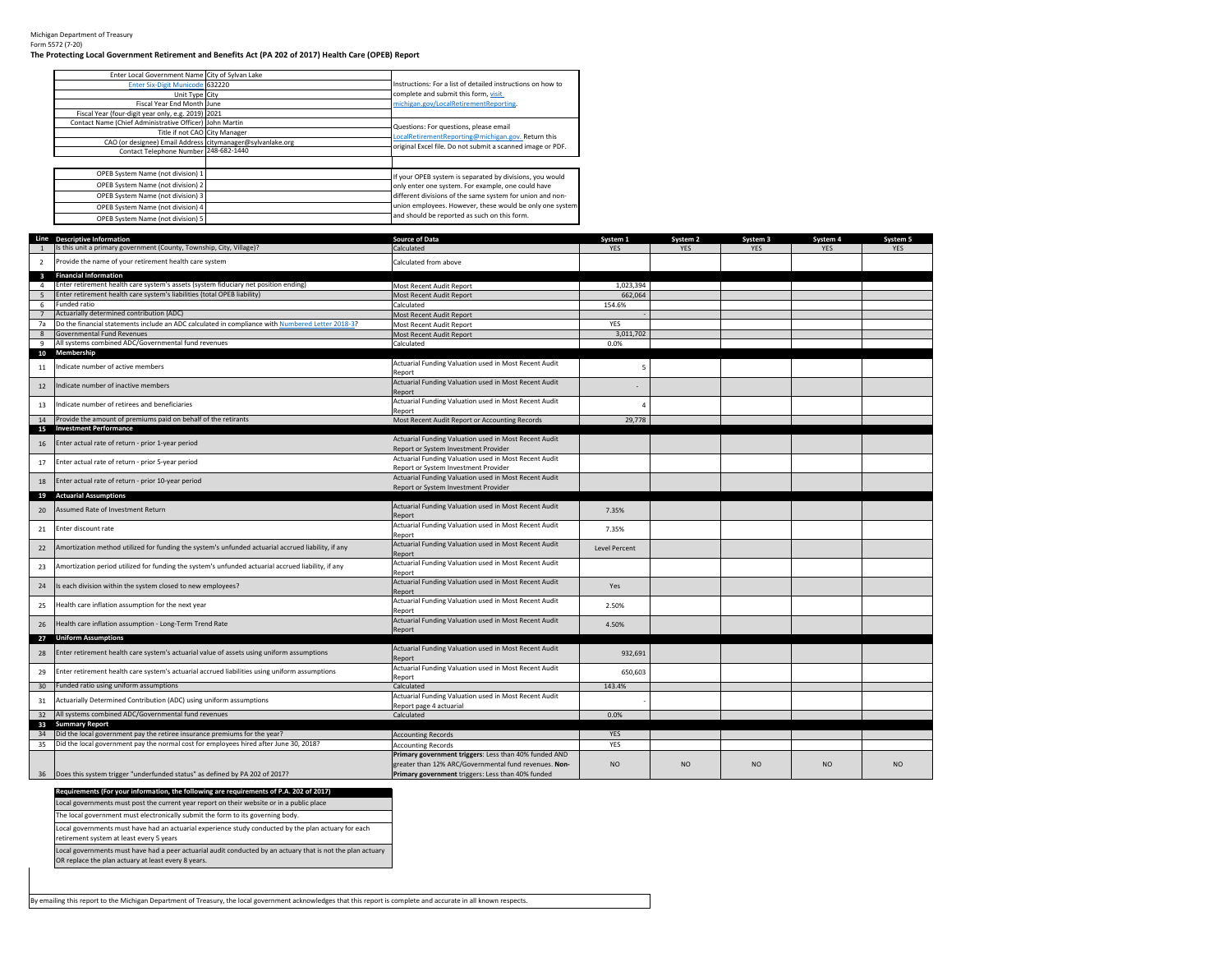Michigan Department of Treasury
Form 5572 (7-20)

**The Protecting Local Government Retirement and Benefits Act (PA 202 of 2017) Health Care (OPEB) Report**

| | |
|---|---|
| Enter Local Government Name | City of Sylvan Lake |
| Enter Six-Digit Municode | 632220 |
| Unit Type | City |
| Fiscal Year End Month | June |
| Fiscal Year (four-digit year only, e.g. 2019) | 2021 |
| Contact Name (Chief Administrative Officer) | John Martin |
| Title if not CAO | City Manager |
| CAO (or designee) Email Address | citymanager@sylvanlake.org |
| Contact Telephone Number | 248-682-1440 |

Instructions: For a list of detailed instructions on how to complete and submit this form, visit michigan.gov/LocalRetirementReporting.

Questions: For questions, please email LocalRetirementReporting@michigan.gov. Return this original Excel file. Do not submit a scanned image or PDF.

| | |
|---|---|
| OPEB System Name (not division) 1 | |
| OPEB System Name (not division) 2 | |
| OPEB System Name (not division) 3 | |
| OPEB System Name (not division) 4 | |
| OPEB System Name (not division) 5 | |

If your OPEB system is separated by divisions, you would only enter one system. For example, one could have different divisions of the same system for union and non-union employees. However, these would be only one system and should be reported as such on this form.

| Line | Descriptive Information | Source of Data | System 1 | System 2 | System 3 | System 4 | System 5 |
|---|---|---|---|---|---|---|---|
| 1 | Is this unit a primary government (County, Township, City, Village)? | Calculated | YES | YES | YES | YES | YES |
| 2 | Provide the name of your retirement health care system | Calculated from above | | | | | |
| 3 | **Financial Information** | | | | | | |
| 4 | Enter retirement health care system's assets (system fiduciary net position ending) | Most Recent Audit Report | 1,023,394 | | | | |
| 5 | Enter retirement health care system's liabilities (total OPEB liability) | Most Recent Audit Report | 662,064 | | | | |
| 6 | Funded ratio | Calculated | 154.6% | | | | |
| 7 | Actuarially determined contribution (ADC) | Most Recent Audit Report | - | | | | |
| 7a | Do the financial statements include an ADC calculated in compliance with Numbered Letter 2018-3? | Most Recent Audit Report | YES | | | | |
| 8 | Governmental Fund Revenues | Most Recent Audit Report | 3,011,702 | | | | |
| 9 | All systems combined ADC/Governmental fund revenues | Calculated | 0.0% | | | | |
| 10 | **Membership** | | | | | | |
| 11 | Indicate number of active members | Actuarial Funding Valuation used in Most Recent Audit Report | 5 | | | | |
| 12 | Indicate number of inactive members | Actuarial Funding Valuation used in Most Recent Audit Report | - | | | | |
| 13 | Indicate number of retirees and beneficiaries | Actuarial Funding Valuation used in Most Recent Audit Report | 4 | | | | |
| 14 | Provide the amount of premiums paid on behalf of the retirants | Most Recent Audit Report or Accounting Records | 29,778 | | | | |
| 15 | **Investment Performance** | | | | | | |
| 16 | Enter actual rate of return - prior 1-year period | Actuarial Funding Valuation used in Most Recent Audit Report or System Investment Provider | | | | | |
| 17 | Enter actual rate of return - prior 5-year period | Actuarial Funding Valuation used in Most Recent Audit Report or System Investment Provider | | | | | |
| 18 | Enter actual rate of return - prior 10-year period | Actuarial Funding Valuation used in Most Recent Audit Report or System Investment Provider | | | | | |
| 19 | **Actuarial Assumptions** | | | | | | |
| 20 | Assumed Rate of Investment Return | Actuarial Funding Valuation used in Most Recent Audit Report | 7.35% | | | | |
| 21 | Enter discount rate | Actuarial Funding Valuation used in Most Recent Audit Report | 7.35% | | | | |
| 22 | Amortization method utilized for funding the system's unfunded actuarial accrued liability, if any | Actuarial Funding Valuation used in Most Recent Audit Report | Level Percent | | | | |
| 23 | Amortization period utilized for funding the system's unfunded actuarial accrued liability, if any | Actuarial Funding Valuation used in Most Recent Audit Report | | | | | |
| 24 | Is each division within the system closed to new employees? | Actuarial Funding Valuation used in Most Recent Audit Report | Yes | | | | |
| 25 | Health care inflation assumption for the next year | Actuarial Funding Valuation used in Most Recent Audit Report | 2.50% | | | | |
| 26 | Health care inflation assumption - Long-Term Trend Rate | Actuarial Funding Valuation used in Most Recent Audit Report | 4.50% | | | | |
| 27 | **Uniform Assumptions** | | | | | | |
| 28 | Enter retirement health care system's actuarial value of assets using uniform assumptions | Actuarial Funding Valuation used in Most Recent Audit Report | 932,691 | | | | |
| 29 | Enter retirement health care system's actuarial accrued liabilities using uniform assumptions | Actuarial Funding Valuation used in Most Recent Audit Report | 650,603 | | | | |
| 30 | Funded ratio using uniform assumptions | Calculated | 143.4% | | | | |
| 31 | Actuarially Determined Contribution (ADC) using uniform assumptions | Actuarial Funding Valuation used in Most Recent Audit Report page 4 actuarial | - | | | | |
| 32 | All systems combined ADC/Governmental fund revenues | Calculated | 0.0% | | | | |
| 33 | **Summary Report** | | | | | | |
| 34 | Did the local government pay the retiree insurance premiums for the year? | Accounting Records | YES | | | | |
| 35 | Did the local government pay the normal cost for employees hired after June 30, 2018? | Accounting Records | YES | | | | |
| 36 | Does this system trigger "underfunded status" as defined by PA 202 of 2017? | **Primary government triggers:** Less than 40% funded AND greater than 12% ARC/Governmental fund revenues. **Non-Primary government** triggers: Less than 40% funded | NO | NO | NO | NO | NO |

| **Requirements (For your information, the following are requirements of P.A. 202 of 2017)** |
|---|
| Local governments must post the current year report on their website or in a public place |
| The local government must electronically submit the form to its governing body. |
| Local governments must have had an actuarial experience study conducted by the plan actuary for each retirement system at least every 5 years |
| Local governments must have had a peer actuarial audit conducted by an actuary that is not the plan actuary OR replace the plan actuary at least every 8 years. |

By emailing this report to the Michigan Department of Treasury, the local government acknowledges that this report is complete and accurate in all known respects.